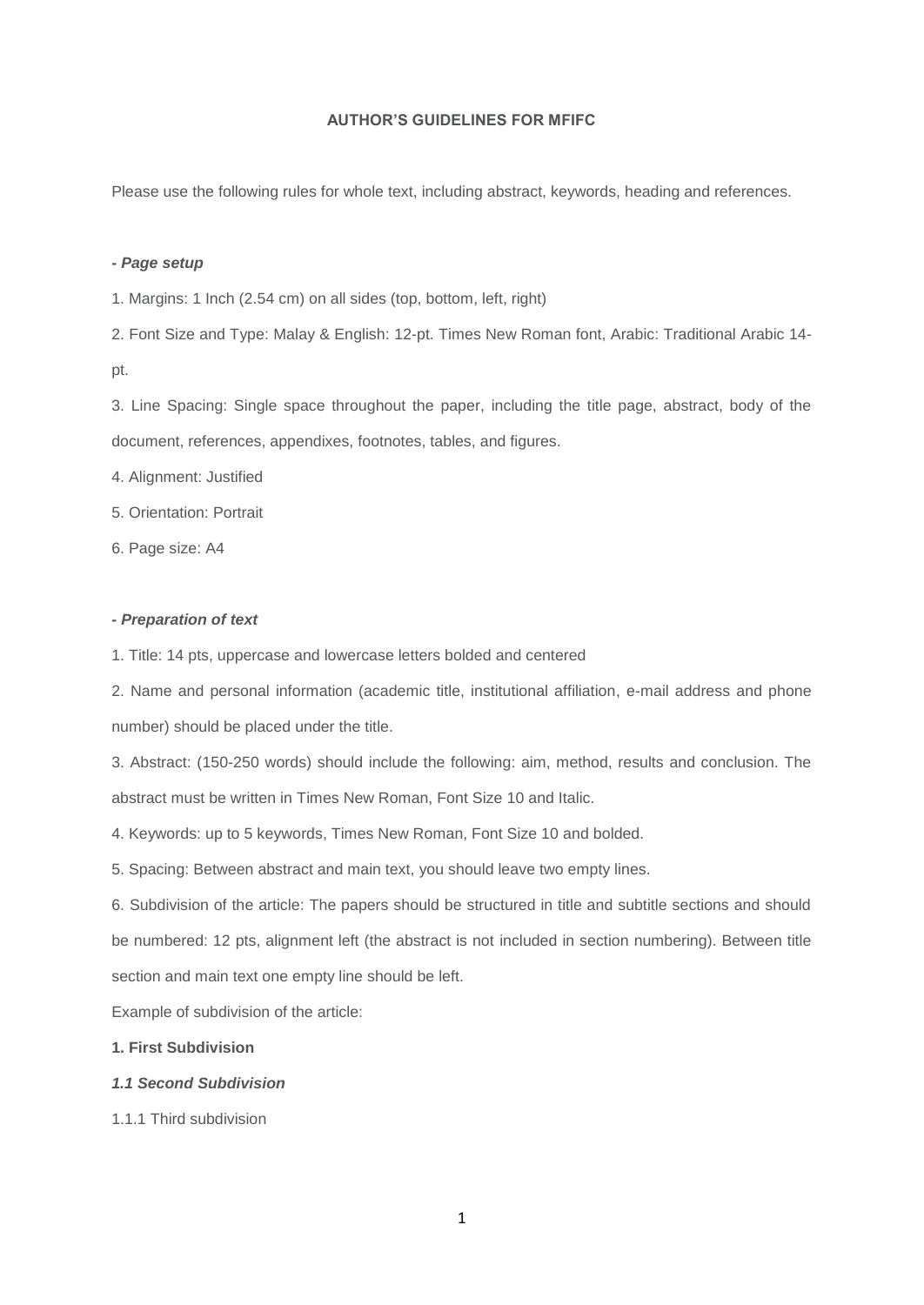**AUTHOR'S GUIDELINES FOR MFIFC**

Please use the following rules for whole text, including abstract, keywords, heading and references.

***- Page setup***

1. Margins: 1 Inch (2.54 cm) on all sides (top, bottom, left, right)
2. Font Size and Type: Malay & English: 12-pt. Times New Roman font, Arabic: Traditional Arabic 14-pt.
3. Line Spacing: Single space throughout the paper, including the title page, abstract, body of the document, references, appendixes, footnotes, tables, and figures.
4. Alignment: Justified
5. Orientation: Portrait
6. Page size: A4

***- Preparation of text***

1. Title: 14 pts, uppercase and lowercase letters bolded and centered
2. Name and personal information (academic title, institutional affiliation, e-mail address and phone number) should be placed under the title.
3. Abstract: (150-250 words) should include the following: aim, method, results and conclusion. The abstract must be written in Times New Roman, Font Size 10 and Italic.
4. Keywords: up to 5 keywords, Times New Roman, Font Size 10 and bolded.
5. Spacing: Between abstract and main text, you should leave two empty lines.
6. Subdivision of the article: The papers should be structured in title and subtitle sections and should be numbered: 12 pts, alignment left (the abstract is not included in section numbering). Between title section and main text one empty line should be left.

Example of subdivision of the article:

**1. First Subdivision**

***1.1 Second Subdivision***

1.1.1 Third subdivision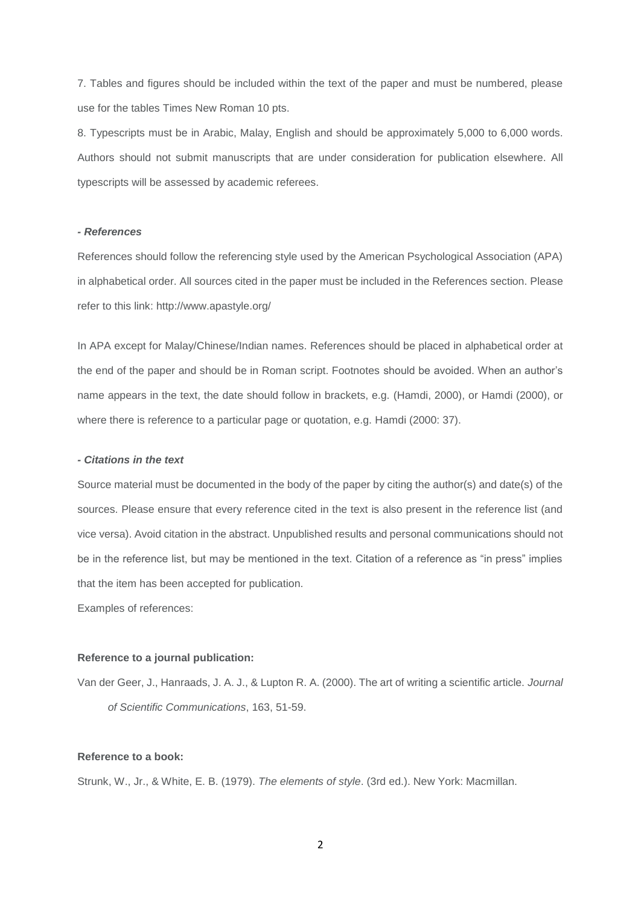7. Tables and figures should be included within the text of the paper and must be numbered, please use for the tables Times New Roman 10 pts.

8. Typescripts must be in Arabic, Malay, English and should be approximately 5,000 to 6,000 words. Authors should not submit manuscripts that are under consideration for publication elsewhere. All typescripts will be assessed by academic referees.

***- References***

References should follow the referencing style used by the American Psychological Association (APA) in alphabetical order. All sources cited in the paper must be included in the References section. Please refer to this link: http://www.apastyle.org/

In APA except for Malay/Chinese/Indian names. References should be placed in alphabetical order at the end of the paper and should be in Roman script. Footnotes should be avoided. When an author's name appears in the text, the date should follow in brackets, e.g. (Hamdi, 2000), or Hamdi (2000), or where there is reference to a particular page or quotation, e.g. Hamdi (2000: 37).

***- Citations in the text***

Source material must be documented in the body of the paper by citing the author(s) and date(s) of the sources. Please ensure that every reference cited in the text is also present in the reference list (and vice versa). Avoid citation in the abstract. Unpublished results and personal communications should not be in the reference list, but may be mentioned in the text. Citation of a reference as "in press" implies that the item has been accepted for publication.

Examples of references:

**Reference to a journal publication:**

Van der Geer, J., Hanraads, J. A. J., & Lupton R. A. (2000). The art of writing a scientific article. *Journal of Scientific Communications*, 163, 51-59.

**Reference to a book:**

Strunk, W., Jr., & White, E. B. (1979). *The elements of style*. (3rd ed.). New York: Macmillan.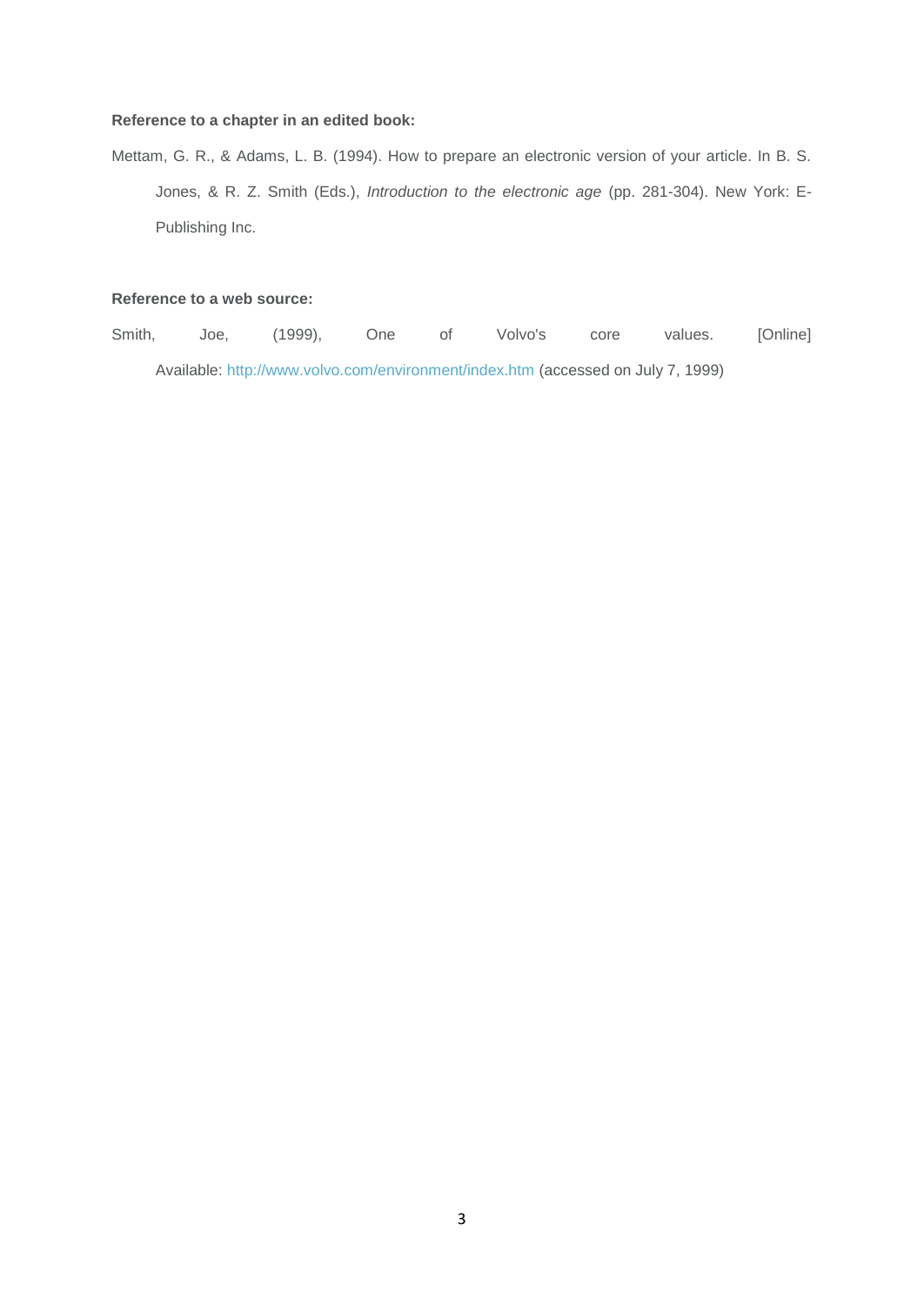**Reference to a chapter in an edited book:**

Mettam, G. R., & Adams, L. B. (1994). How to prepare an electronic version of your article. In B. S. Jones, & R. Z. Smith (Eds.), *Introduction to the electronic age* (pp. 281-304). New York: E-Publishing Inc.

**Reference to a web source:**

Smith, Joe, (1999), One of Volvo's core values. [Online] Available: http://www.volvo.com/environment/index.htm (accessed on July 7, 1999)